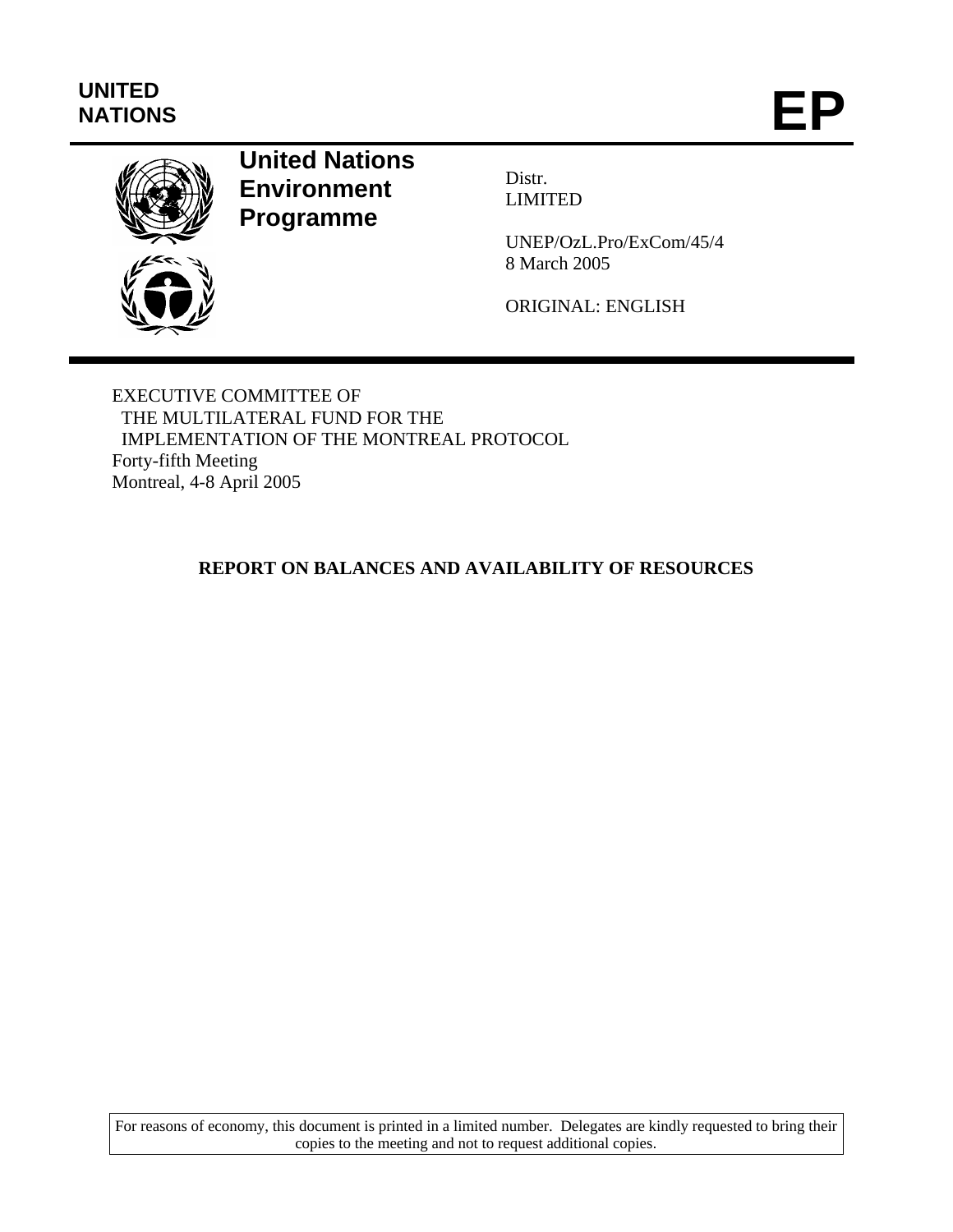**UNITED NATIONS**

# EP

**United Nations Environment Programme**

Distr.
LIMITED

UNEP/OzL.Pro/ExCom/45/4
8 March 2005

ORIGINAL: ENGLISH

EXECUTIVE COMMITTEE OF
THE MULTILATERAL FUND FOR THE
IMPLEMENTATION OF THE MONTREAL PROTOCOL
Forty-fifth Meeting
Montreal, 4-8 April 2005

## REPORT ON BALANCES AND AVAILABILITY OF RESOURCES

For reasons of economy, this document is printed in a limited number. Delegates are kindly requested to bring their copies to the meeting and not to request additional copies.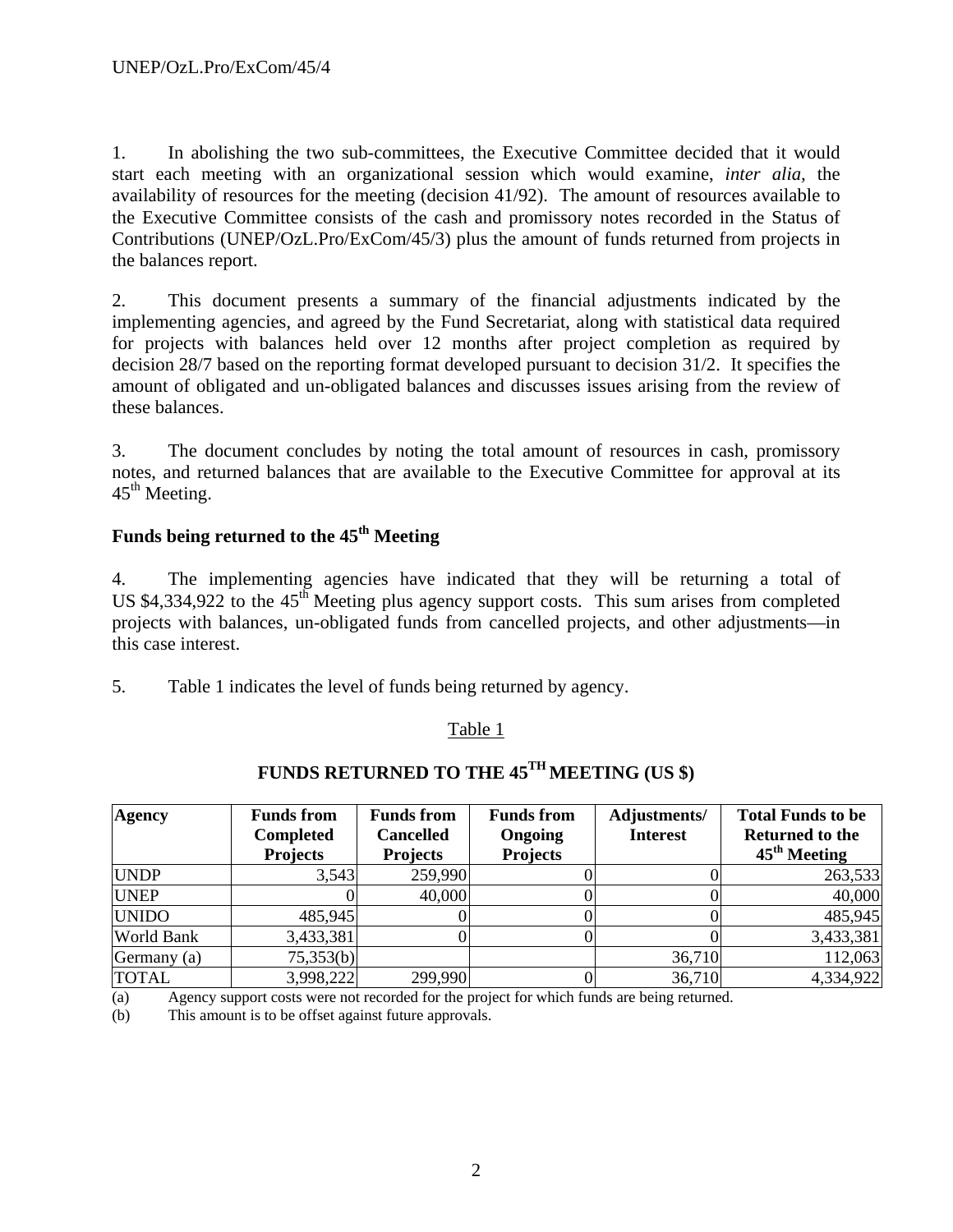1. In abolishing the two sub-committees, the Executive Committee decided that it would start each meeting with an organizational session which would examine, *inter alia,* the availability of resources for the meeting (decision 41/92). The amount of resources available to the Executive Committee consists of the cash and promissory notes recorded in the Status of Contributions (UNEP/OzL.Pro/ExCom/45/3) plus the amount of funds returned from projects in the balances report.

2. This document presents a summary of the financial adjustments indicated by the implementing agencies, and agreed by the Fund Secretariat, along with statistical data required for projects with balances held over 12 months after project completion as required by decision 28/7 based on the reporting format developed pursuant to decision 31/2. It specifies the amount of obligated and un-obligated balances and discusses issues arising from the review of these balances.

3. The document concludes by noting the total amount of resources in cash, promissory notes, and returned balances that are available to the Executive Committee for approval at its 45th Meeting.

## Funds being returned to the 45th Meeting

4. The implementing agencies have indicated that they will be returning a total of US $4,334,922 to the 45th Meeting plus agency support costs. This sum arises from completed projects with balances, un-obligated funds from cancelled projects, and other adjustments—in this case interest.

5. Table 1 indicates the level of funds being returned by agency.

Table 1

**FUNDS RETURNED TO THE 45TH MEETING (US $)**

| Agency | Funds from Completed Projects | Funds from Cancelled Projects | Funds from Ongoing Projects | Adjustments/ Interest | Total Funds to be Returned to the 45th Meeting |
|---|---|---|---|---|---|
| UNDP | 3,543 | 259,990 | 0 | 0 | 263,533 |
| UNEP | 0 | 40,000 | 0 | 0 | 40,000 |
| UNIDO | 485,945 | 0 | 0 | 0 | 485,945 |
| World Bank | 3,433,381 | 0 | 0 | 0 | 3,433,381 |
| Germany (a) | 75,353(b) | | | 36,710 | 112,063 |
| TOTAL | 3,998,222 | 299,990 | 0 | 36,710 | 4,334,922 |

(a) Agency support costs were not recorded for the project for which funds are being returned.
(b) This amount is to be offset against future approvals.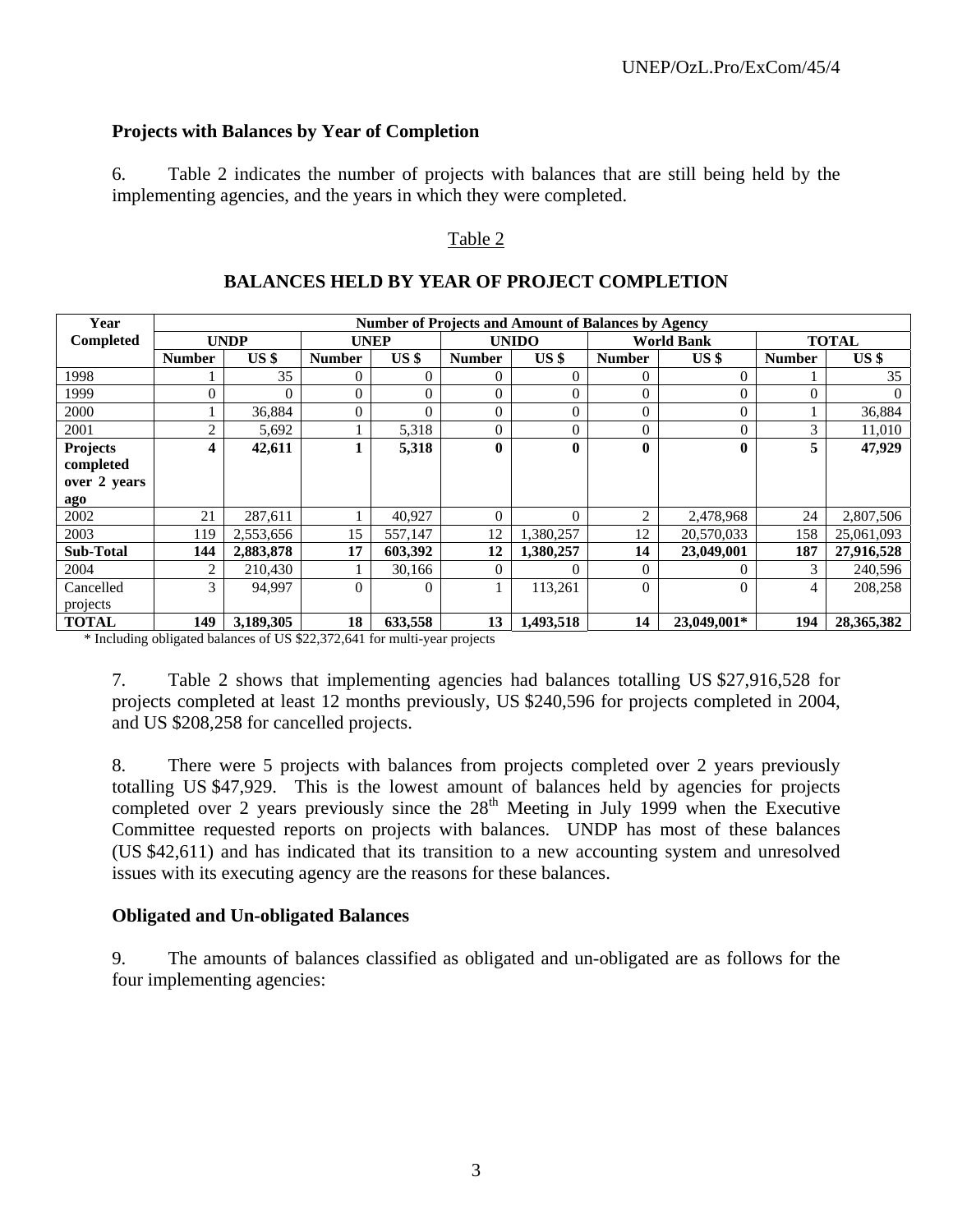## Projects with Balances by Year of Completion

6. Table 2 indicates the number of projects with balances that are still being held by the implementing agencies, and the years in which they were completed.

Table 2

### BALANCES HELD BY YEAR OF PROJECT COMPLETION

| Year Completed | Number of Projects and Amount of Balances by Agency | | | | | | | | | |
|---|---|---|---|---|---|---|---|---|---|---|
| | UNDP | | UNEP | | UNIDO | | World Bank | | TOTAL | |
| | Number | US $ | Number | US $ | Number | US $ | Number | US $ | Number | US $ |
| 1998 | 1 | 35 | 0 | 0 | 0 | 0 | 0 | 0 | 1 | 35 |
| 1999 | 0 | 0 | 0 | 0 | 0 | 0 | 0 | 0 | 0 | 0 |
| 2000 | 1 | 36,884 | 0 | 0 | 0 | 0 | 0 | 0 | 1 | 36,884 |
| 2001 | 2 | 5,692 | 1 | 5,318 | 0 | 0 | 0 | 0 | 3 | 11,010 |
| **Projects completed over 2 years ago** | **4** | **42,611** | **1** | **5,318** | **0** | **0** | **0** | **0** | **5** | **47,929** |
| 2002 | 21 | 287,611 | 1 | 40,927 | 0 | 0 | 2 | 2,478,968 | 24 | 2,807,506 |
| 2003 | 119 | 2,553,656 | 15 | 557,147 | 12 | 1,380,257 | 12 | 20,570,033 | 158 | 25,061,093 |
| **Sub-Total** | **144** | **2,883,878** | **17** | **603,392** | **12** | **1,380,257** | **14** | **23,049,001** | **187** | **27,916,528** |
| 2004 | 2 | 210,430 | 1 | 30,166 | 0 | 0 | 0 | 0 | 3 | 240,596 |
| Cancelled projects | 3 | 94,997 | 0 | 0 | 1 | 113,261 | 0 | 0 | 4 | 208,258 |
| **TOTAL** | **149** | **3,189,305** | **18** | **633,558** | **13** | **1,493,518** | **14** | **23,049,001*** | **194** | **28,365,382** |

\* Including obligated balances of US $22,372,641 for multi-year projects

7. Table 2 shows that implementing agencies had balances totalling US $27,916,528 for projects completed at least 12 months previously, US $240,596 for projects completed in 2004, and US $208,258 for cancelled projects.

8. There were 5 projects with balances from projects completed over 2 years previously totalling US $47,929. This is the lowest amount of balances held by agencies for projects completed over 2 years previously since the 28th Meeting in July 1999 when the Executive Committee requested reports on projects with balances. UNDP has most of these balances (US $42,611) and has indicated that its transition to a new accounting system and unresolved issues with its executing agency are the reasons for these balances.

## Obligated and Un-obligated Balances

9. The amounts of balances classified as obligated and un-obligated are as follows for the four implementing agencies: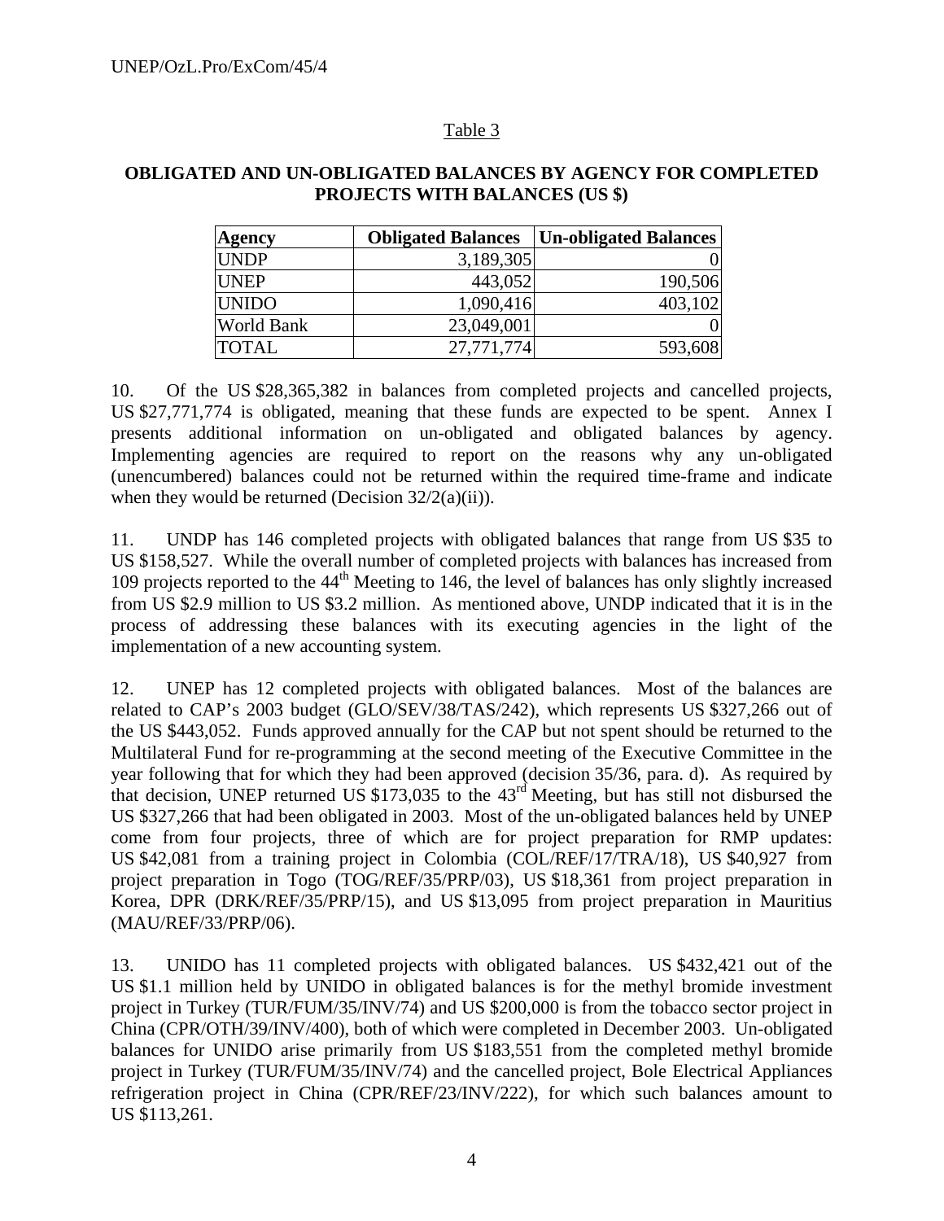Table 3

**OBLIGATED AND UN-OBLIGATED BALANCES BY AGENCY FOR COMPLETED PROJECTS WITH BALANCES (US $)**

| Agency | Obligated Balances | Un-obligated Balances |
|---|---|---|
| UNDP | 3,189,305 | 0 |
| UNEP | 443,052 | 190,506 |
| UNIDO | 1,090,416 | 403,102 |
| World Bank | 23,049,001 | 0 |
| TOTAL | 27,771,774 | 593,608 |

10. Of the US $28,365,382 in balances from completed projects and cancelled projects, US $27,771,774 is obligated, meaning that these funds are expected to be spent. Annex I presents additional information on un-obligated and obligated balances by agency. Implementing agencies are required to report on the reasons why any un-obligated (unencumbered) balances could not be returned within the required time-frame and indicate when they would be returned (Decision 32/2(a)(ii)).

11. UNDP has 146 completed projects with obligated balances that range from US $35 to US $158,527. While the overall number of completed projects with balances has increased from 109 projects reported to the 44th Meeting to 146, the level of balances has only slightly increased from US $2.9 million to US $3.2 million. As mentioned above, UNDP indicated that it is in the process of addressing these balances with its executing agencies in the light of the implementation of a new accounting system.

12. UNEP has 12 completed projects with obligated balances. Most of the balances are related to CAP's 2003 budget (GLO/SEV/38/TAS/242), which represents US $327,266 out of the US $443,052. Funds approved annually for the CAP but not spent should be returned to the Multilateral Fund for re-programming at the second meeting of the Executive Committee in the year following that for which they had been approved (decision 35/36, para. d). As required by that decision, UNEP returned US $173,035 to the 43rd Meeting, but has still not disbursed the US $327,266 that had been obligated in 2003. Most of the un-obligated balances held by UNEP come from four projects, three of which are for project preparation for RMP updates: US $42,081 from a training project in Colombia (COL/REF/17/TRA/18), US $40,927 from project preparation in Togo (TOG/REF/35/PRP/03), US $18,361 from project preparation in Korea, DPR (DRK/REF/35/PRP/15), and US $13,095 from project preparation in Mauritius (MAU/REF/33/PRP/06).

13. UNIDO has 11 completed projects with obligated balances. US $432,421 out of the US $1.1 million held by UNIDO in obligated balances is for the methyl bromide investment project in Turkey (TUR/FUM/35/INV/74) and US $200,000 is from the tobacco sector project in China (CPR/OTH/39/INV/400), both of which were completed in December 2003. Un-obligated balances for UNIDO arise primarily from US $183,551 from the completed methyl bromide project in Turkey (TUR/FUM/35/INV/74) and the cancelled project, Bole Electrical Appliances refrigeration project in China (CPR/REF/23/INV/222), for which such balances amount to US $113,261.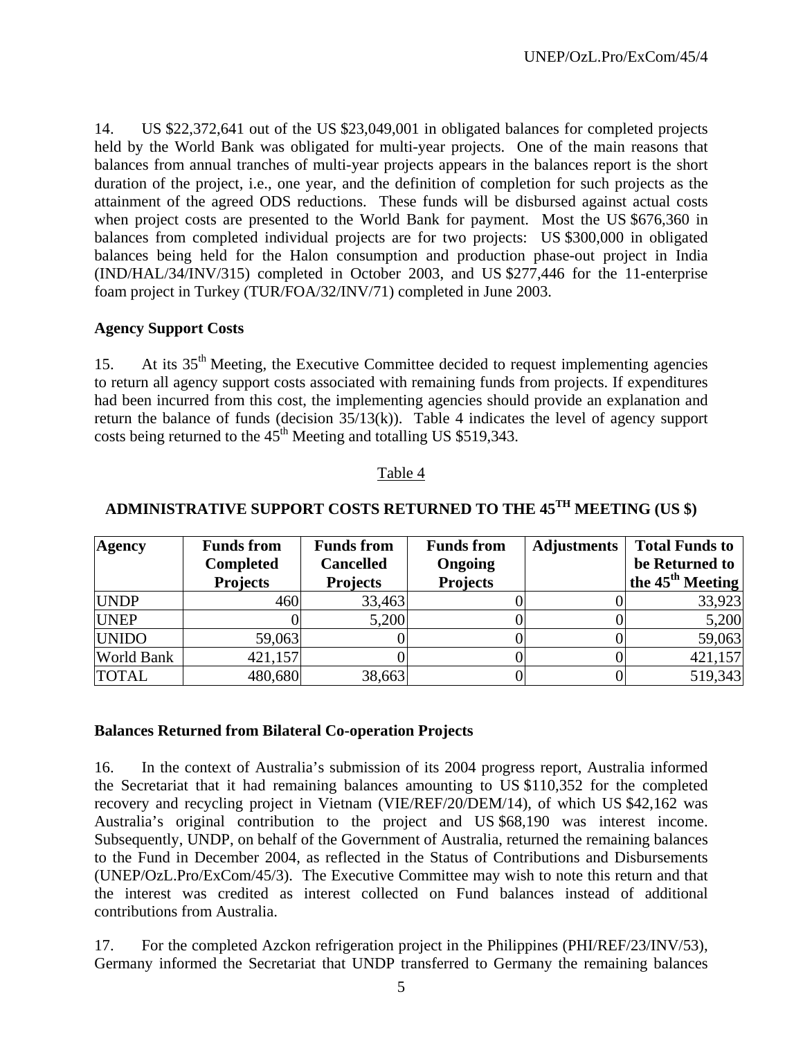14. US $22,372,641 out of the US $23,049,001 in obligated balances for completed projects held by the World Bank was obligated for multi-year projects. One of the main reasons that balances from annual tranches of multi-year projects appears in the balances report is the short duration of the project, i.e., one year, and the definition of completion for such projects as the attainment of the agreed ODS reductions. These funds will be disbursed against actual costs when project costs are presented to the World Bank for payment. Most the US $676,360 in balances from completed individual projects are for two projects: US $300,000 in obligated balances being held for the Halon consumption and production phase-out project in India (IND/HAL/34/INV/315) completed in October 2003, and US $277,446 for the 11-enterprise foam project in Turkey (TUR/FOA/32/INV/71) completed in June 2003.

**Agency Support Costs**

15. At its 35th Meeting, the Executive Committee decided to request implementing agencies to return all agency support costs associated with remaining funds from projects. If expenditures had been incurred from this cost, the implementing agencies should provide an explanation and return the balance of funds (decision 35/13(k)). Table 4 indicates the level of agency support costs being returned to the 45th Meeting and totalling US $519,343.

Table 4

**ADMINISTRATIVE SUPPORT COSTS RETURNED TO THE 45TH MEETING (US $)**

| Agency | Funds from Completed Projects | Funds from Cancelled Projects | Funds from Ongoing Projects | Adjustments | Total Funds to be Returned to the 45th Meeting |
|---|---|---|---|---|---|
| UNDP | 460 | 33,463 | 0 | 0 | 33,923 |
| UNEP | 0 | 5,200 | 0 | 0 | 5,200 |
| UNIDO | 59,063 | 0 | 0 | 0 | 59,063 |
| World Bank | 421,157 | 0 | 0 | 0 | 421,157 |
| TOTAL | 480,680 | 38,663 | 0 | 0 | 519,343 |

**Balances Returned from Bilateral Co-operation Projects**

16. In the context of Australia's submission of its 2004 progress report, Australia informed the Secretariat that it had remaining balances amounting to US $110,352 for the completed recovery and recycling project in Vietnam (VIE/REF/20/DEM/14), of which US $42,162 was Australia's original contribution to the project and US $68,190 was interest income. Subsequently, UNDP, on behalf of the Government of Australia, returned the remaining balances to the Fund in December 2004, as reflected in the Status of Contributions and Disbursements (UNEP/OzL.Pro/ExCom/45/3). The Executive Committee may wish to note this return and that the interest was credited as interest collected on Fund balances instead of additional contributions from Australia.

17. For the completed Azckon refrigeration project in the Philippines (PHI/REF/23/INV/53), Germany informed the Secretariat that UNDP transferred to Germany the remaining balances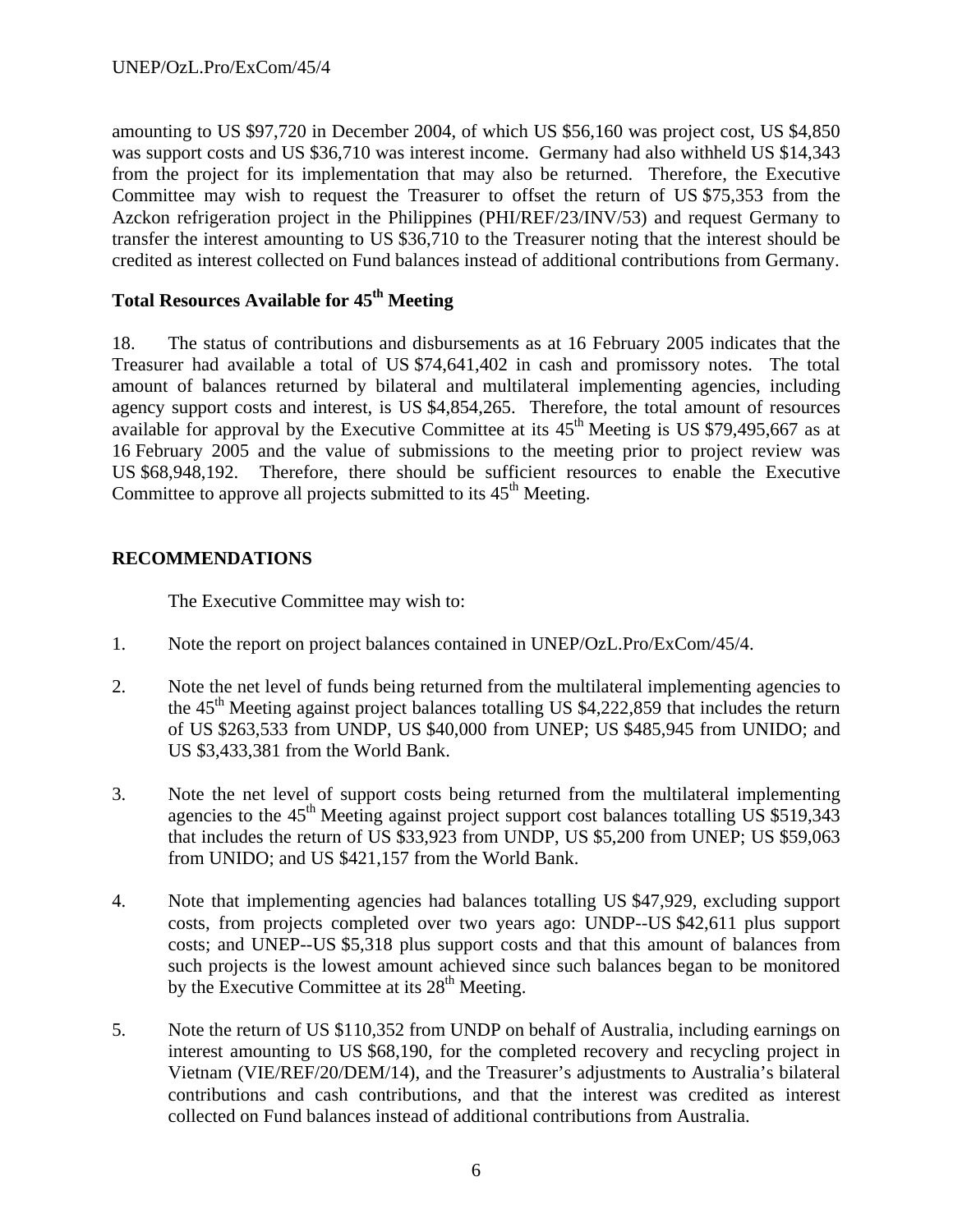amounting to US $97,720 in December 2004, of which US $56,160 was project cost, US $4,850 was support costs and US $36,710 was interest income. Germany had also withheld US $14,343 from the project for its implementation that may also be returned. Therefore, the Executive Committee may wish to request the Treasurer to offset the return of US $75,353 from the Azckon refrigeration project in the Philippines (PHI/REF/23/INV/53) and request Germany to transfer the interest amounting to US $36,710 to the Treasurer noting that the interest should be credited as interest collected on Fund balances instead of additional contributions from Germany.

## Total Resources Available for 45th Meeting

18. The status of contributions and disbursements as at 16 February 2005 indicates that the Treasurer had available a total of US $74,641,402 in cash and promissory notes. The total amount of balances returned by bilateral and multilateral implementing agencies, including agency support costs and interest, is US $4,854,265. Therefore, the total amount of resources available for approval by the Executive Committee at its 45th Meeting is US $79,495,667 as at 16 February 2005 and the value of submissions to the meeting prior to project review was US $68,948,192. Therefore, there should be sufficient resources to enable the Executive Committee to approve all projects submitted to its 45th Meeting.

## RECOMMENDATIONS

The Executive Committee may wish to:

1. Note the report on project balances contained in UNEP/OzL.Pro/ExCom/45/4.

2. Note the net level of funds being returned from the multilateral implementing agencies to the 45th Meeting against project balances totalling US $4,222,859 that includes the return of US $263,533 from UNDP, US $40,000 from UNEP; US $485,945 from UNIDO; and US $3,433,381 from the World Bank.

3. Note the net level of support costs being returned from the multilateral implementing agencies to the 45th Meeting against project support cost balances totalling US $519,343 that includes the return of US $33,923 from UNDP, US $5,200 from UNEP; US $59,063 from UNIDO; and US $421,157 from the World Bank.

4. Note that implementing agencies had balances totalling US $47,929, excluding support costs, from projects completed over two years ago: UNDP--US $42,611 plus support costs; and UNEP--US $5,318 plus support costs and that this amount of balances from such projects is the lowest amount achieved since such balances began to be monitored by the Executive Committee at its 28th Meeting.

5. Note the return of US $110,352 from UNDP on behalf of Australia, including earnings on interest amounting to US $68,190, for the completed recovery and recycling project in Vietnam (VIE/REF/20/DEM/14), and the Treasurer's adjustments to Australia's bilateral contributions and cash contributions, and that the interest was credited as interest collected on Fund balances instead of additional contributions from Australia.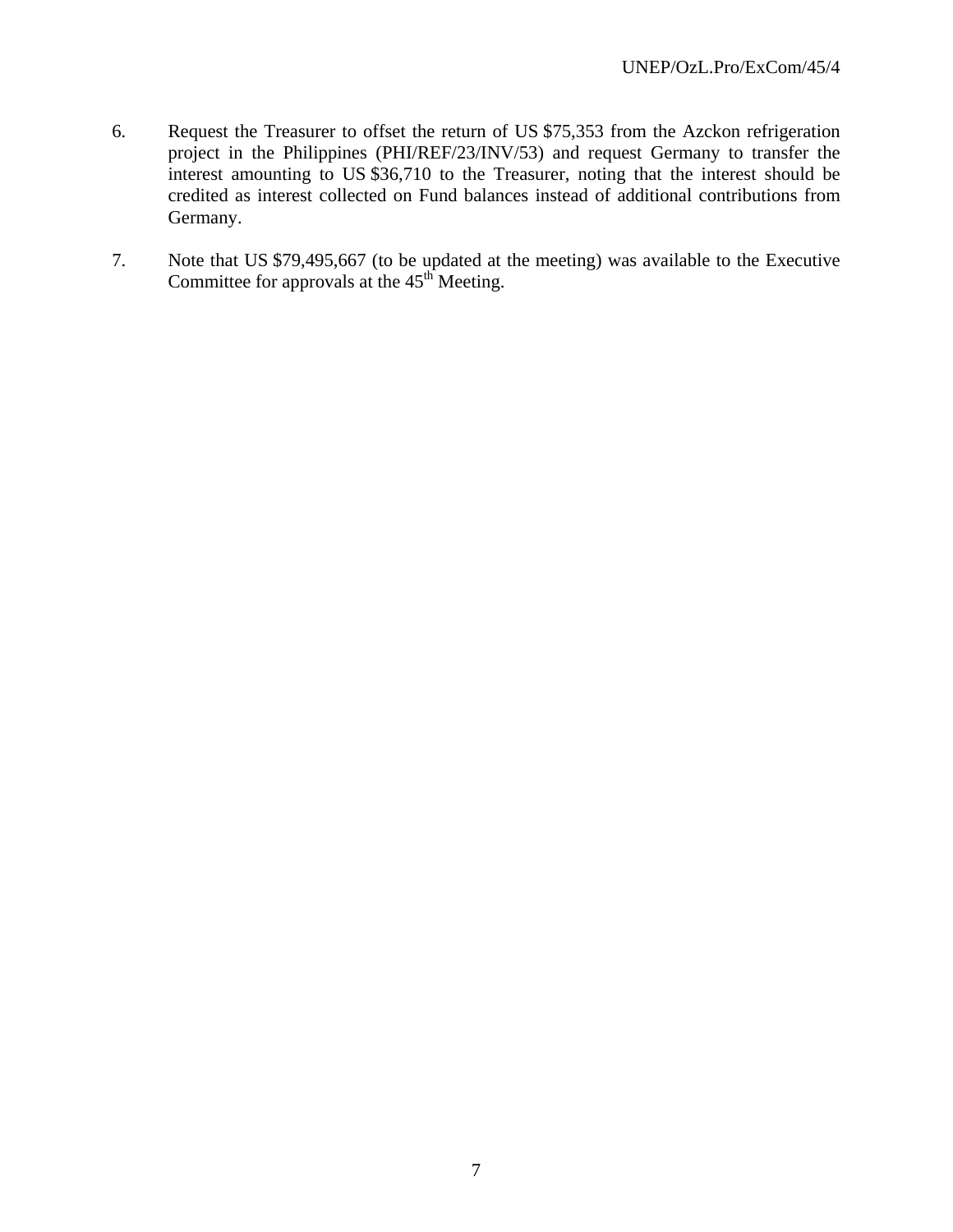6. Request the Treasurer to offset the return of US $75,353 from the Azckon refrigeration project in the Philippines (PHI/REF/23/INV/53) and request Germany to transfer the interest amounting to US $36,710 to the Treasurer, noting that the interest should be credited as interest collected on Fund balances instead of additional contributions from Germany.

7. Note that US $79,495,667 (to be updated at the meeting) was available to the Executive Committee for approvals at the 45th Meeting.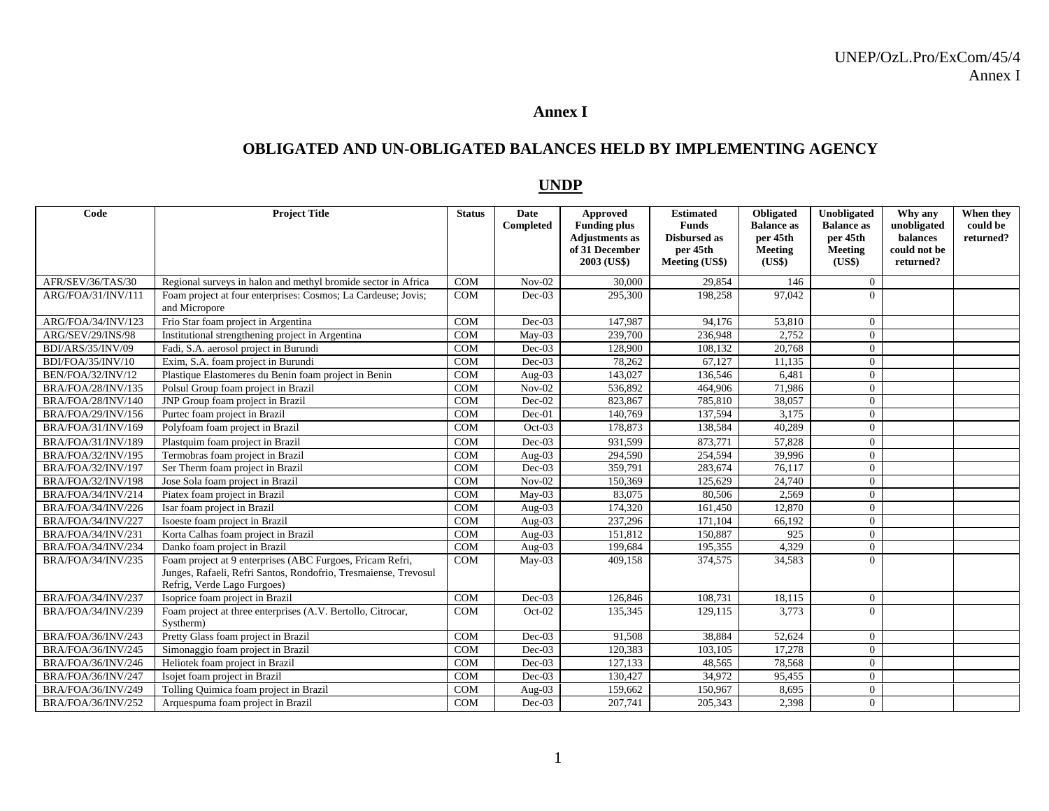# Annex I

## OBLIGATED AND UN-OBLIGATED BALANCES HELD BY IMPLEMENTING AGENCY

### UNDP

| Code | Project Title | Status | Date Completed | Approved Funding plus Adjustments as of 31 December 2003 (US$) | Estimated Funds Disbursed as per 45th Meeting (US$) | Obligated Balance as per 45th Meeting (US$) | Unobligated Balance as per 45th Meeting (US$) | Why any unobligated balances could not be returned? | When they could be returned? |
|---|---|---|---|---|---|---|---|---|---|
| AFR/SEV/36/TAS/30 | Regional surveys in halon and methyl bromide sector in Africa | COM | Nov-02 | 30,000 | 29,854 | 146 | 0 | | |
| ARG/FOA/31/INV/111 | Foam project at four enterprises: Cosmos; La Cardeuse; Jovis; and Micropore | COM | Dec-03 | 295,300 | 198,258 | 97,042 | 0 | | |
| ARG/FOA/34/INV/123 | Frio Star foam project in Argentina | COM | Dec-03 | 147,987 | 94,176 | 53,810 | 0 | | |
| ARG/SEV/29/INS/98 | Institutional strengthening project in Argentina | COM | May-03 | 239,700 | 236,948 | 2,752 | 0 | | |
| BDI/ARS/35/INV/09 | Fadi, S.A. aerosol project in Burundi | COM | Dec-03 | 128,900 | 108,132 | 20,768 | 0 | | |
| BDI/FOA/35/INV/10 | Exim, S.A. foam project in Burundi | COM | Dec-03 | 78,262 | 67,127 | 11,135 | 0 | | |
| BEN/FOA/32/INV/12 | Plastique Elastomeres du Benin foam project in Benin | COM | Aug-03 | 143,027 | 136,546 | 6,481 | 0 | | |
| BRA/FOA/28/INV/135 | Polsul Group foam project in Brazil | COM | Nov-02 | 536,892 | 464,906 | 71,986 | 0 | | |
| BRA/FOA/28/INV/140 | JNP Group foam project in Brazil | COM | Dec-02 | 823,867 | 785,810 | 38,057 | 0 | | |
| BRA/FOA/29/INV/156 | Purtec foam project in Brazil | COM | Dec-01 | 140,769 | 137,594 | 3,175 | 0 | | |
| BRA/FOA/31/INV/169 | Polyfoam foam project in Brazil | COM | Oct-03 | 178,873 | 138,584 | 40,289 | 0 | | |
| BRA/FOA/31/INV/189 | Plastquim foam project in Brazil | COM | Dec-03 | 931,599 | 873,771 | 57,828 | 0 | | |
| BRA/FOA/32/INV/195 | Termobras foam project in Brazil | COM | Aug-03 | 294,590 | 254,594 | 39,996 | 0 | | |
| BRA/FOA/32/INV/197 | Ser Therm foam project in Brazil | COM | Dec-03 | 359,791 | 283,674 | 76,117 | 0 | | |
| BRA/FOA/32/INV/198 | Jose Sola foam project in Brazil | COM | Nov-02 | 150,369 | 125,629 | 24,740 | 0 | | |
| BRA/FOA/34/INV/214 | Piatex foam project in Brazil | COM | May-03 | 83,075 | 80,506 | 2,569 | 0 | | |
| BRA/FOA/34/INV/226 | Isar foam project in Brazil | COM | Aug-03 | 174,320 | 161,450 | 12,870 | 0 | | |
| BRA/FOA/34/INV/227 | Isoeste foam project in Brazil | COM | Aug-03 | 237,296 | 171,104 | 66,192 | 0 | | |
| BRA/FOA/34/INV/231 | Korta Calhas foam project in Brazil | COM | Aug-03 | 151,812 | 150,887 | 925 | 0 | | |
| BRA/FOA/34/INV/234 | Danko foam project in Brazil | COM | Aug-03 | 199,684 | 195,355 | 4,329 | 0 | | |
| BRA/FOA/34/INV/235 | Foam project at 9 enterprises (ABC Furgoes, Fricam Refri, Junges, Rafaeli, Refri Santos, Rondofrio, Tresmaiense, Trevosul Refrig, Verde Lago Furgoes) | COM | May-03 | 409,158 | 374,575 | 34,583 | 0 | | |
| BRA/FOA/34/INV/237 | Isoprice foam project in Brazil | COM | Dec-03 | 126,846 | 108,731 | 18,115 | 0 | | |
| BRA/FOA/34/INV/239 | Foam project at three enterprises (A.V. Bertollo, Citrocar, Systherm) | COM | Oct-02 | 135,345 | 129,115 | 3,773 | 0 | | |
| BRA/FOA/36/INV/243 | Pretty Glass foam project in Brazil | COM | Dec-03 | 91,508 | 38,884 | 52,624 | 0 | | |
| BRA/FOA/36/INV/245 | Simonaggio foam project in Brazil | COM | Dec-03 | 120,383 | 103,105 | 17,278 | 0 | | |
| BRA/FOA/36/INV/246 | Heliotek foam project in Brazil | COM | Dec-03 | 127,133 | 48,565 | 78,568 | 0 | | |
| BRA/FOA/36/INV/247 | Isojet foam project in Brazil | COM | Dec-03 | 130,427 | 34,972 | 95,455 | 0 | | |
| BRA/FOA/36/INV/249 | Tolling Quimica foam project in Brazil | COM | Aug-03 | 159,662 | 150,967 | 8,695 | 0 | | |
| BRA/FOA/36/INV/252 | Arquespuma foam project in Brazil | COM | Dec-03 | 207,741 | 205,343 | 2,398 | 0 | | |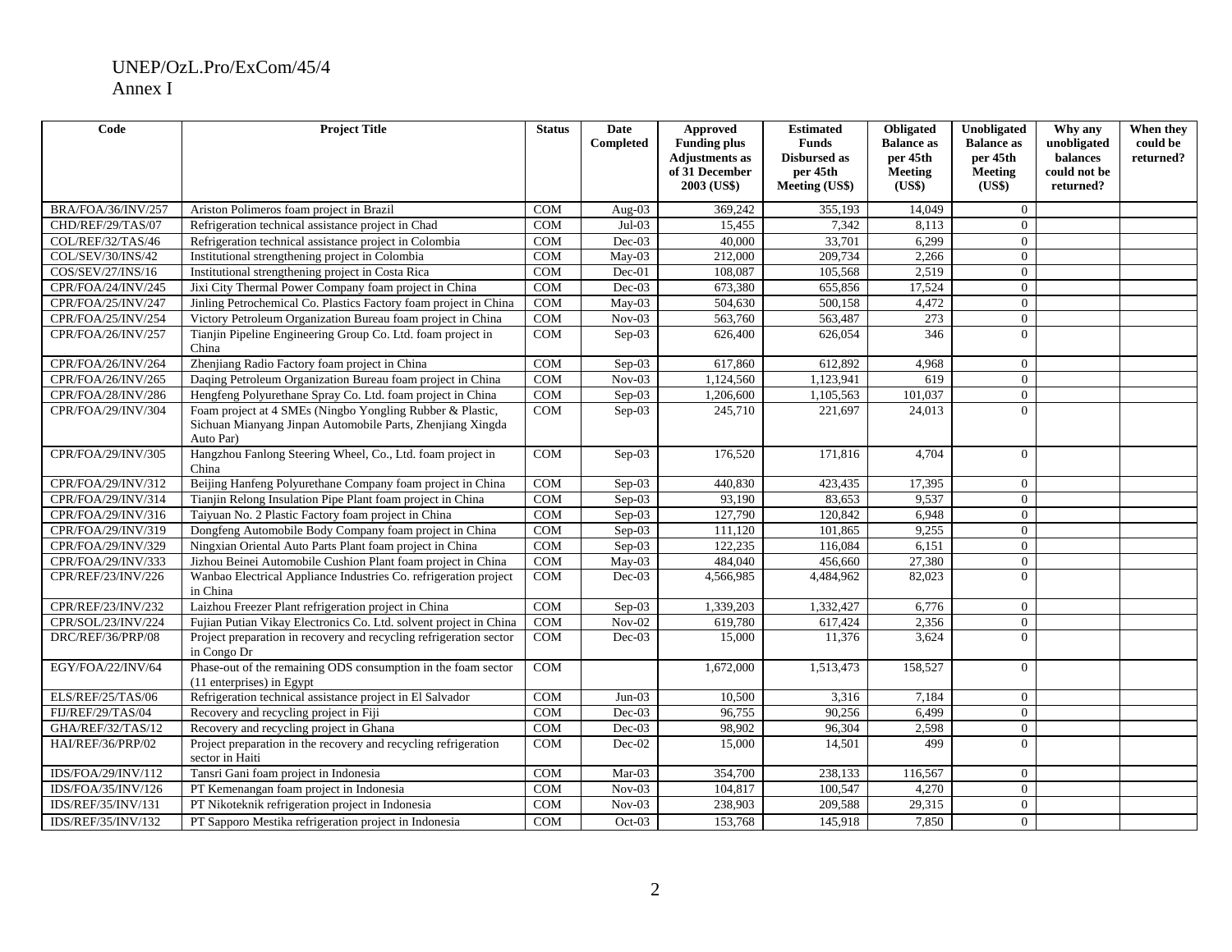UNEP/OzL.Pro/ExCom/45/4
Annex I

| Code | Project Title | Status | Date Completed | Approved Funding plus Adjustments as of 31 December 2003 (US$) | Estimated Funds Disbursed as per 45th Meeting (US$) | Obligated Balance as per 45th Meeting (US$) | Unobligated Balance as per 45th Meeting (US$) | Why any unobligated balances could not be returned? | When they could be returned? |
|---|---|---|---|---|---|---|---|---|---|
| BRA/FOA/36/INV/257 | Ariston Polimeros foam project in Brazil | COM | Aug-03 | 369,242 | 355,193 | 14,049 | 0 | | |
| CHD/REF/29/TAS/07 | Refrigeration technical assistance project in Chad | COM | Jul-03 | 15,455 | 7,342 | 8,113 | 0 | | |
| COL/REF/32/TAS/46 | Refrigeration technical assistance project in Colombia | COM | Dec-03 | 40,000 | 33,701 | 6,299 | 0 | | |
| COL/SEV/30/INS/42 | Institutional strengthening project in Colombia | COM | May-03 | 212,000 | 209,734 | 2,266 | 0 | | |
| COS/SEV/27/INS/16 | Institutional strengthening project in Costa Rica | COM | Dec-01 | 108,087 | 105,568 | 2,519 | 0 | | |
| CPR/FOA/24/INV/245 | Jixi City Thermal Power Company foam project in China | COM | Dec-03 | 673,380 | 655,856 | 17,524 | 0 | | |
| CPR/FOA/25/INV/247 | Jinling Petrochemical Co. Plastics Factory foam project in China | COM | May-03 | 504,630 | 500,158 | 4,472 | 0 | | |
| CPR/FOA/25/INV/254 | Victory Petroleum Organization Bureau foam project in China | COM | Nov-03 | 563,760 | 563,487 | 273 | 0 | | |
| CPR/FOA/26/INV/257 | Tianjin Pipeline Engineering Group Co. Ltd. foam project in China | COM | Sep-03 | 626,400 | 626,054 | 346 | 0 | | |
| CPR/FOA/26/INV/264 | Zhenjiang Radio Factory foam project in China | COM | Sep-03 | 617,860 | 612,892 | 4,968 | 0 | | |
| CPR/FOA/26/INV/265 | Daqing Petroleum Organization Bureau foam project in China | COM | Nov-03 | 1,124,560 | 1,123,941 | 619 | 0 | | |
| CPR/FOA/28/INV/286 | Hengfeng Polyurethane Spray Co. Ltd. foam project in China | COM | Sep-03 | 1,206,600 | 1,105,563 | 101,037 | 0 | | |
| CPR/FOA/29/INV/304 | Foam project at 4 SMEs (Ningbo Yongling Rubber & Plastic, Sichuan Mianyang Jinpan Automobile Parts, Zhenjiang Xingda Auto Par) | COM | Sep-03 | 245,710 | 221,697 | 24,013 | 0 | | |
| CPR/FOA/29/INV/305 | Hangzhou Fanlong Steering Wheel, Co., Ltd. foam project in China | COM | Sep-03 | 176,520 | 171,816 | 4,704 | 0 | | |
| CPR/FOA/29/INV/312 | Beijing Hanfeng Polyurethane Company foam project in China | COM | Sep-03 | 440,830 | 423,435 | 17,395 | 0 | | |
| CPR/FOA/29/INV/314 | Tianjin Relong Insulation Pipe Plant foam project in China | COM | Sep-03 | 93,190 | 83,653 | 9,537 | 0 | | |
| CPR/FOA/29/INV/316 | Taiyuan No. 2 Plastic Factory foam project in China | COM | Sep-03 | 127,790 | 120,842 | 6,948 | 0 | | |
| CPR/FOA/29/INV/319 | Dongfeng Automobile Body Company foam project in China | COM | Sep-03 | 111,120 | 101,865 | 9,255 | 0 | | |
| CPR/FOA/29/INV/329 | Ningxian Oriental Auto Parts Plant foam project in China | COM | Sep-03 | 122,235 | 116,084 | 6,151 | 0 | | |
| CPR/FOA/29/INV/333 | Jizhou Beinei Automobile Cushion Plant foam project in China | COM | May-03 | 484,040 | 456,660 | 27,380 | 0 | | |
| CPR/REF/23/INV/226 | Wanbao Electrical Appliance Industries Co. refrigeration project in China | COM | Dec-03 | 4,566,985 | 4,484,962 | 82,023 | 0 | | |
| CPR/REF/23/INV/232 | Laizhou Freezer Plant refrigeration project in China | COM | Sep-03 | 1,339,203 | 1,332,427 | 6,776 | 0 | | |
| CPR/SOL/23/INV/224 | Fujian Putian Vikay Electronics Co. Ltd. solvent project in China | COM | Nov-02 | 619,780 | 617,424 | 2,356 | 0 | | |
| DRC/REF/36/PRP/08 | Project preparation in recovery and recycling refrigeration sector in Congo Dr | COM | Dec-03 | 15,000 | 11,376 | 3,624 | 0 | | |
| EGY/FOA/22/INV/64 | Phase-out of the remaining ODS consumption in the foam sector (11 enterprises) in Egypt | COM | | 1,672,000 | 1,513,473 | 158,527 | 0 | | |
| ELS/REF/25/TAS/06 | Refrigeration technical assistance project in El Salvador | COM | Jun-03 | 10,500 | 3,316 | 7,184 | 0 | | |
| FIJ/REF/29/TAS/04 | Recovery and recycling project in Fiji | COM | Dec-03 | 96,755 | 90,256 | 6,499 | 0 | | |
| GHA/REF/32/TAS/12 | Recovery and recycling project in Ghana | COM | Dec-03 | 98,902 | 96,304 | 2,598 | 0 | | |
| HAI/REF/36/PRP/02 | Project preparation in the recovery and recycling refrigeration sector in Haiti | COM | Dec-02 | 15,000 | 14,501 | 499 | 0 | | |
| IDS/FOA/29/INV/112 | Tansri Gani foam project in Indonesia | COM | Mar-03 | 354,700 | 238,133 | 116,567 | 0 | | |
| IDS/FOA/35/INV/126 | PT Kemenangan foam project in Indonesia | COM | Nov-03 | 104,817 | 100,547 | 4,270 | 0 | | |
| IDS/REF/35/INV/131 | PT Nikoteknik refrigeration project in Indonesia | COM | Nov-03 | 238,903 | 209,588 | 29,315 | 0 | | |
| IDS/REF/35/INV/132 | PT Sapporo Mestika refrigeration project in Indonesia | COM | Oct-03 | 153,768 | 145,918 | 7,850 | 0 | | |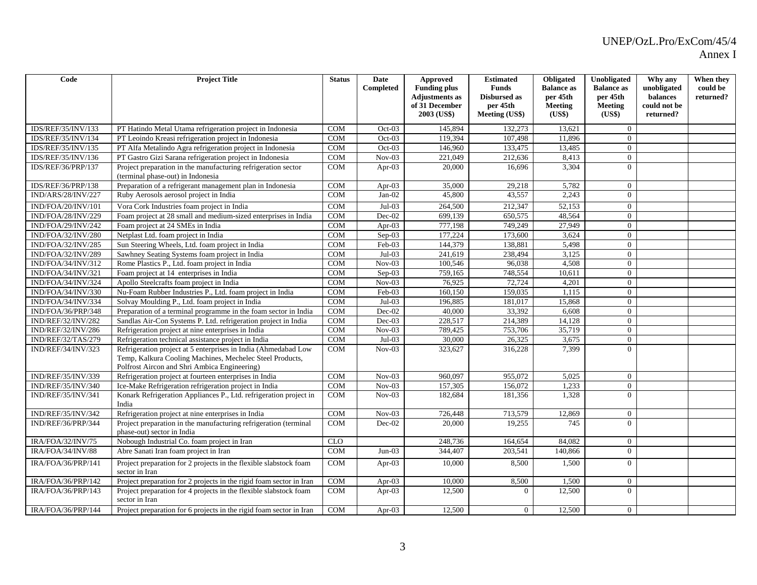| Code | Project Title | Status | Date Completed | Approved Funding plus Adjustments as of 31 December 2003 (US$) | Estimated Funds Disbursed as per 45th Meeting (US$) | Obligated Balance as per 45th Meeting (US$) | Unobligated Balance as per 45th Meeting (US$) | Why any unobligated balances could not be returned? | When they could be returned? |
|---|---|---|---|---|---|---|---|---|---|
| IDS/REF/35/INV/133 | PT Hatindo Metal Utama refrigeration project in Indonesia | COM | Oct-03 | 145,894 | 132,273 | 13,621 | 0 | | |
| IDS/REF/35/INV/134 | PT Leoindo Kreasi refrigeration project in Indonesia | COM | Oct-03 | 119,394 | 107,498 | 11,896 | 0 | | |
| IDS/REF/35/INV/135 | PT Alfa Metalindo Agra refrigeration project in Indonesia | COM | Oct-03 | 146,960 | 133,475 | 13,485 | 0 | | |
| IDS/REF/35/INV/136 | PT Gastro Gizi Sarana refrigeration project in Indonesia | COM | Nov-03 | 221,049 | 212,636 | 8,413 | 0 | | |
| IDS/REF/36/PRP/137 | Project preparation in the manufacturing refrigeration sector (terminal phase-out) in Indonesia | COM | Apr-03 | 20,000 | 16,696 | 3,304 | 0 | | |
| IDS/REF/36/PRP/138 | Preparation of a refrigerant management plan in Indonesia | COM | Apr-03 | 35,000 | 29,218 | 5,782 | 0 | | |
| IND/ARS/28/INV/227 | Ruby Aerosols aerosol project in India | COM | Jan-02 | 45,800 | 43,557 | 2,243 | 0 | | |
| IND/FOA/20/INV/101 | Vora Cork Industries foam project in India | COM | Jul-03 | 264,500 | 212,347 | 52,153 | 0 | | |
| IND/FOA/28/INV/229 | Foam project at 28 small and medium-sized enterprises in India | COM | Dec-02 | 699,139 | 650,575 | 48,564 | 0 | | |
| IND/FOA/29/INV/242 | Foam project at 24 SMEs in India | COM | Apr-03 | 777,198 | 749,249 | 27,949 | 0 | | |
| IND/FOA/32/INV/280 | Netplast Ltd. foam project in India | COM | Sep-03 | 177,224 | 173,600 | 3,624 | 0 | | |
| IND/FOA/32/INV/285 | Sun Steering Wheels, Ltd. foam project in India | COM | Feb-03 | 144,379 | 138,881 | 5,498 | 0 | | |
| IND/FOA/32/INV/289 | Sawhney Seating Systems foam project in India | COM | Jul-03 | 241,619 | 238,494 | 3,125 | 0 | | |
| IND/FOA/34/INV/312 | Rome Plastics P., Ltd. foam project in India | COM | Nov-03 | 100,546 | 96,038 | 4,508 | 0 | | |
| IND/FOA/34/INV/321 | Foam project at 14 enterprises in India | COM | Sep-03 | 759,165 | 748,554 | 10,611 | 0 | | |
| IND/FOA/34/INV/324 | Apollo Steelcrafts foam project in India | COM | Nov-03 | 76,925 | 72,724 | 4,201 | 0 | | |
| IND/FOA/34/INV/330 | Nu-Foam Rubber Industries P., Ltd. foam project in India | COM | Feb-03 | 160,150 | 159,035 | 1,115 | 0 | | |
| IND/FOA/34/INV/334 | Solvay Moulding P., Ltd. foam project in India | COM | Jul-03 | 196,885 | 181,017 | 15,868 | 0 | | |
| IND/FOA/36/PRP/348 | Preparation of a terminal programme in the foam sector in India | COM | Dec-02 | 40,000 | 33,392 | 6,608 | 0 | | |
| IND/REF/32/INV/282 | Sandlas Air-Con Systems P. Ltd. refrigeration project in India | COM | Dec-03 | 228,517 | 214,389 | 14,128 | 0 | | |
| IND/REF/32/INV/286 | Refrigeration project at nine enterprises in India | COM | Nov-03 | 789,425 | 753,706 | 35,719 | 0 | | |
| IND/REF/32/TAS/279 | Refrigeration technical assistance project in India | COM | Jul-03 | 30,000 | 26,325 | 3,675 | 0 | | |
| IND/REF/34/INV/323 | Refrigeration project at 5 enterprises in India (Ahmedabad Low Temp, Kalkura Cooling Machines, Mechelec Steel Products, Polfrost Aircon and Shri Ambica Engineering) | COM | Nov-03 | 323,627 | 316,228 | 7,399 | 0 | | |
| IND/REF/35/INV/339 | Refrigeration project at fourteen enterprises in India | COM | Nov-03 | 960,097 | 955,072 | 5,025 | 0 | | |
| IND/REF/35/INV/340 | Ice-Make Refrigeration refrigeration project in India | COM | Nov-03 | 157,305 | 156,072 | 1,233 | 0 | | |
| IND/REF/35/INV/341 | Konark Refrigeration Appliances P., Ltd. refrigeration project in India | COM | Nov-03 | 182,684 | 181,356 | 1,328 | 0 | | |
| IND/REF/35/INV/342 | Refrigeration project at nine enterprises in India | COM | Nov-03 | 726,448 | 713,579 | 12,869 | 0 | | |
| IND/REF/36/PRP/344 | Project preparation in the manufacturing refrigeration (terminal phase-out) sector in India | COM | Dec-02 | 20,000 | 19,255 | 745 | 0 | | |
| IRA/FOA/32/INV/75 | Nobough Industrial Co. foam project in Iran | CLO | | 248,736 | 164,654 | 84,082 | 0 | | |
| IRA/FOA/34/INV/88 | Abre Sanati Iran foam project in Iran | COM | Jun-03 | 344,407 | 203,541 | 140,866 | 0 | | |
| IRA/FOA/36/PRP/141 | Project preparation for 2 projects in the flexible slabstock foam sector in Iran | COM | Apr-03 | 10,000 | 8,500 | 1,500 | 0 | | |
| IRA/FOA/36/PRP/142 | Project preparation for 2 projects in the rigid foam sector in Iran | COM | Apr-03 | 10,000 | 8,500 | 1,500 | 0 | | |
| IRA/FOA/36/PRP/143 | Project preparation for 4 projects in the flexible slabstock foam sector in Iran | COM | Apr-03 | 12,500 | 0 | 12,500 | 0 | | |
| IRA/FOA/36/PRP/144 | Project preparation for 6 projects in the rigid foam sector in Iran | COM | Apr-03 | 12,500 | 0 | 12,500 | 0 | | |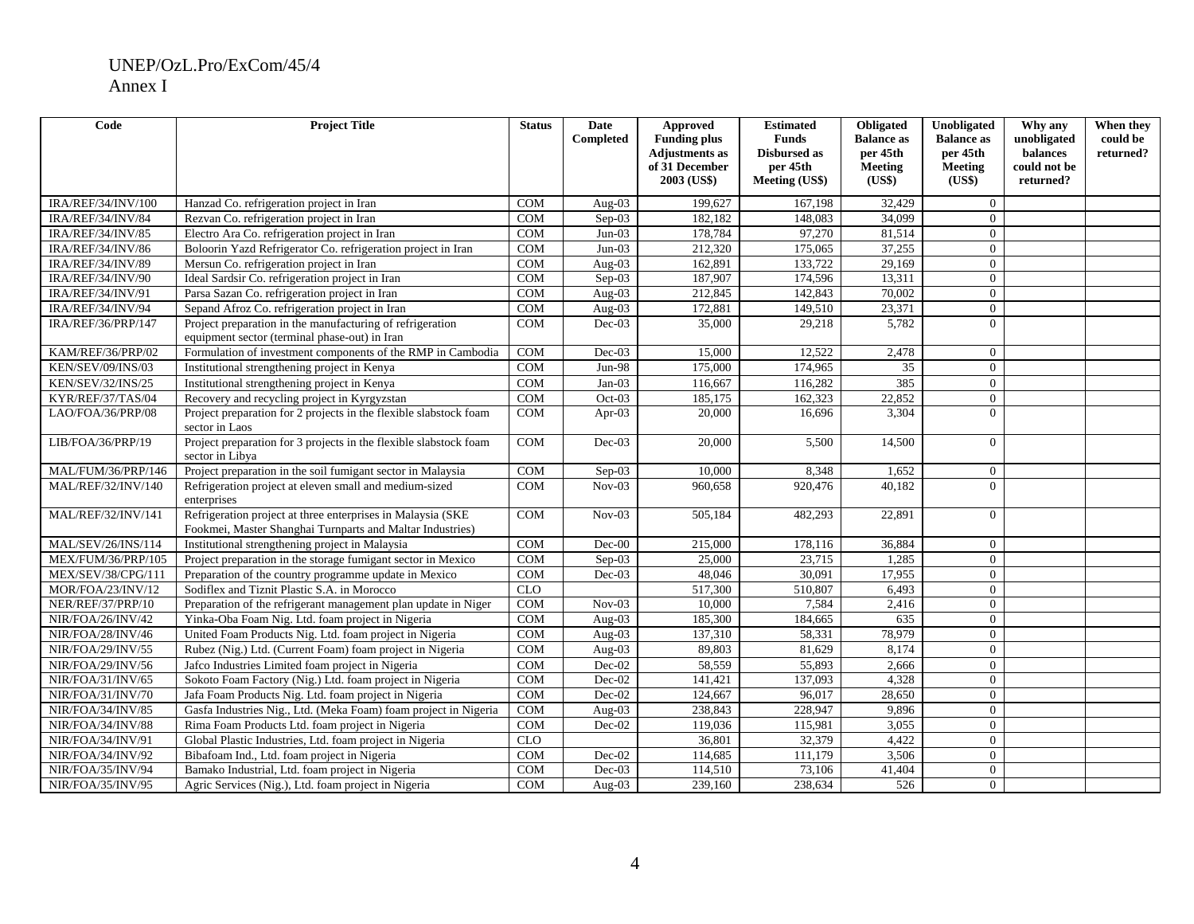UNEP/OzL.Pro/ExCom/45/4
Annex I

| Code | Project Title | Status | Date Completed | Approved Funding plus Adjustments as of 31 December 2003 (US$) | Estimated Funds Disbursed as per 45th Meeting (US$) | Obligated Balance as per 45th Meeting (US$) | Unobligated Balance as per 45th Meeting (US$) | Why any unobligated balances could not be returned? | When they could be returned? |
|---|---|---|---|---|---|---|---|---|---|
| IRA/REF/34/INV/100 | Hanzad Co. refrigeration project in Iran | COM | Aug-03 | 199,627 | 167,198 | 32,429 | 0 | | |
| IRA/REF/34/INV/84 | Rezvan Co. refrigeration project in Iran | COM | Sep-03 | 182,182 | 148,083 | 34,099 | 0 | | |
| IRA/REF/34/INV/85 | Electro Ara Co. refrigeration project in Iran | COM | Jun-03 | 178,784 | 97,270 | 81,514 | 0 | | |
| IRA/REF/34/INV/86 | Boloorin Yazd Refrigerator Co. refrigeration project in Iran | COM | Jun-03 | 212,320 | 175,065 | 37,255 | 0 | | |
| IRA/REF/34/INV/89 | Mersun Co. refrigeration project in Iran | COM | Aug-03 | 162,891 | 133,722 | 29,169 | 0 | | |
| IRA/REF/34/INV/90 | Ideal Sardsir Co. refrigeration project in Iran | COM | Sep-03 | 187,907 | 174,596 | 13,311 | 0 | | |
| IRA/REF/34/INV/91 | Parsa Sazan Co. refrigeration project in Iran | COM | Aug-03 | 212,845 | 142,843 | 70,002 | 0 | | |
| IRA/REF/34/INV/94 | Sepand Afroz Co. refrigeration project in Iran | COM | Aug-03 | 172,881 | 149,510 | 23,371 | 0 | | |
| IRA/REF/36/PRP/147 | Project preparation in the manufacturing of refrigeration equipment sector (terminal phase-out) in Iran | COM | Dec-03 | 35,000 | 29,218 | 5,782 | 0 | | |
| KAM/REF/36/PRP/02 | Formulation of investment components of the RMP in Cambodia | COM | Dec-03 | 15,000 | 12,522 | 2,478 | 0 | | |
| KEN/SEV/09/INS/03 | Institutional strengthening project in Kenya | COM | Jun-98 | 175,000 | 174,965 | 35 | 0 | | |
| KEN/SEV/32/INS/25 | Institutional strengthening project in Kenya | COM | Jan-03 | 116,667 | 116,282 | 385 | 0 | | |
| KYR/REF/37/TAS/04 | Recovery and recycling project in Kyrgyzstan | COM | Oct-03 | 185,175 | 162,323 | 22,852 | 0 | | |
| LAO/FOA/36/PRP/08 | Project preparation for 2 projects in the flexible slabstock foam sector in Laos | COM | Apr-03 | 20,000 | 16,696 | 3,304 | 0 | | |
| LIB/FOA/36/PRP/19 | Project preparation for 3 projects in the flexible slabstock foam sector in Libya | COM | Dec-03 | 20,000 | 5,500 | 14,500 | 0 | | |
| MAL/FUM/36/PRP/146 | Project preparation in the soil fumigant sector in Malaysia | COM | Sep-03 | 10,000 | 8,348 | 1,652 | 0 | | |
| MAL/REF/32/INV/140 | Refrigeration project at eleven small and medium-sized enterprises | COM | Nov-03 | 960,658 | 920,476 | 40,182 | 0 | | |
| MAL/REF/32/INV/141 | Refrigeration project at three enterprises in Malaysia (SKE Fookmei, Master Shanghai Turnparts and Maltar Industries) | COM | Nov-03 | 505,184 | 482,293 | 22,891 | 0 | | |
| MAL/SEV/26/INS/114 | Institutional strengthening project in Malaysia | COM | Dec-00 | 215,000 | 178,116 | 36,884 | 0 | | |
| MEX/FUM/36/PRP/105 | Project preparation in the storage fumigant sector in Mexico | COM | Sep-03 | 25,000 | 23,715 | 1,285 | 0 | | |
| MEX/SEV/38/CPG/111 | Preparation of the country programme update in Mexico | COM | Dec-03 | 48,046 | 30,091 | 17,955 | 0 | | |
| MOR/FOA/23/INV/12 | Sodiflex and Tiznit Plastic S.A. in Morocco | CLO | | 517,300 | 510,807 | 6,493 | 0 | | |
| NER/REF/37/PRP/10 | Preparation of the refrigerant management plan update in Niger | COM | Nov-03 | 10,000 | 7,584 | 2,416 | 0 | | |
| NIR/FOA/26/INV/42 | Yinka-Oba Foam Nig. Ltd. foam project in Nigeria | COM | Aug-03 | 185,300 | 184,665 | 635 | 0 | | |
| NIR/FOA/28/INV/46 | United Foam Products Nig. Ltd. foam project in Nigeria | COM | Aug-03 | 137,310 | 58,331 | 78,979 | 0 | | |
| NIR/FOA/29/INV/55 | Rubez (Nig.) Ltd. (Current Foam) foam project in Nigeria | COM | Aug-03 | 89,803 | 81,629 | 8,174 | 0 | | |
| NIR/FOA/29/INV/56 | Jafco Industries Limited foam project in Nigeria | COM | Dec-02 | 58,559 | 55,893 | 2,666 | 0 | | |
| NIR/FOA/31/INV/65 | Sokoto Foam Factory (Nig.) Ltd. foam project in Nigeria | COM | Dec-02 | 141,421 | 137,093 | 4,328 | 0 | | |
| NIR/FOA/31/INV/70 | Jafa Foam Products Nig. Ltd. foam project in Nigeria | COM | Dec-02 | 124,667 | 96,017 | 28,650 | 0 | | |
| NIR/FOA/34/INV/85 | Gasfa Industries Nig., Ltd. (Meka Foam) foam project in Nigeria | COM | Aug-03 | 238,843 | 228,947 | 9,896 | 0 | | |
| NIR/FOA/34/INV/88 | Rima Foam Products Ltd. foam project in Nigeria | COM | Dec-02 | 119,036 | 115,981 | 3,055 | 0 | | |
| NIR/FOA/34/INV/91 | Global Plastic Industries, Ltd. foam project in Nigeria | CLO | | 36,801 | 32,379 | 4,422 | 0 | | |
| NIR/FOA/34/INV/92 | Bibafoam Ind., Ltd. foam project in Nigeria | COM | Dec-02 | 114,685 | 111,179 | 3,506 | 0 | | |
| NIR/FOA/35/INV/94 | Bamako Industrial, Ltd. foam project in Nigeria | COM | Dec-03 | 114,510 | 73,106 | 41,404 | 0 | | |
| NIR/FOA/35/INV/95 | Agric Services (Nig.), Ltd. foam project in Nigeria | COM | Aug-03 | 239,160 | 238,634 | 526 | 0 | | |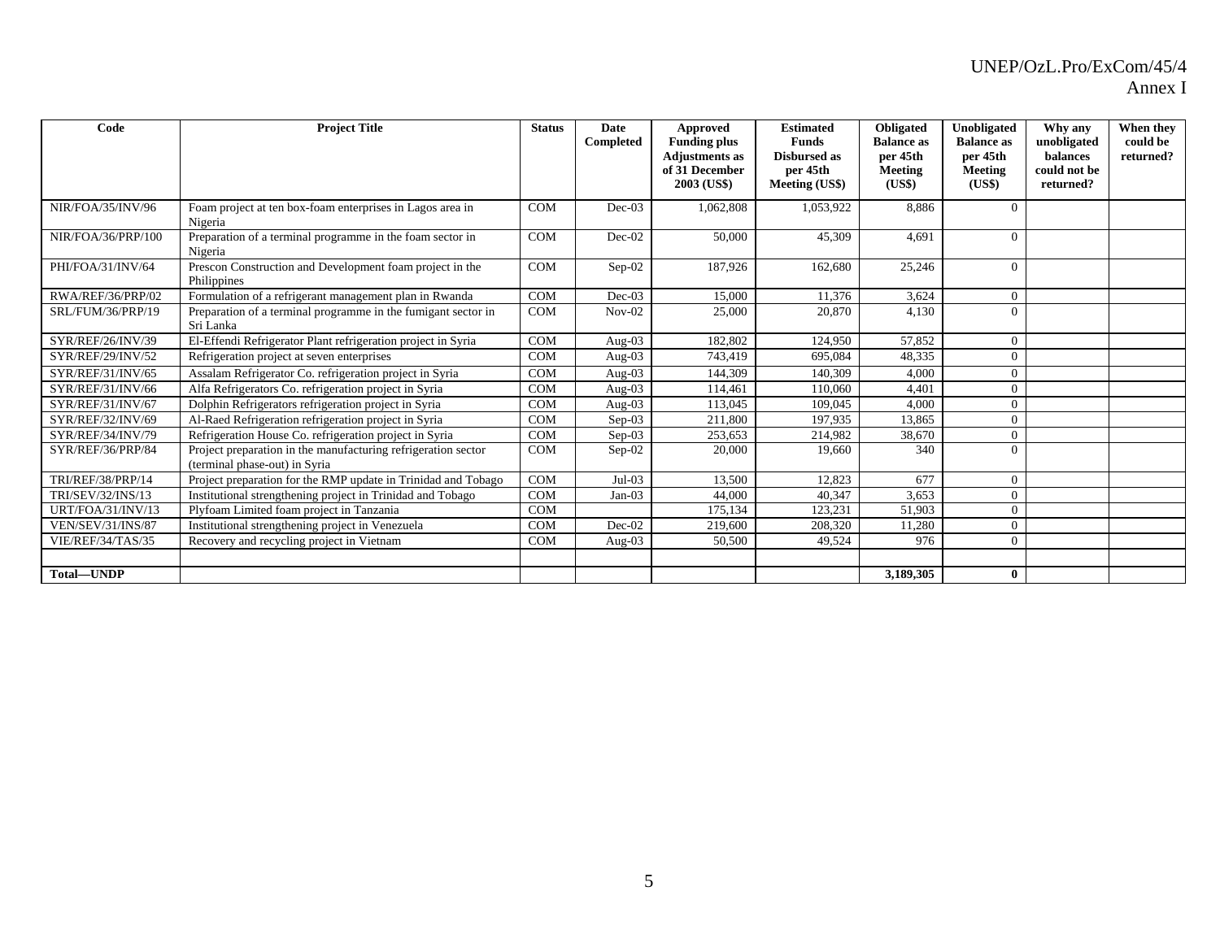| Code | Project Title | Status | Date Completed | Approved Funding plus Adjustments as of 31 December 2003 (US$) | Estimated Funds Disbursed as per 45th Meeting (US$) | Obligated Balance as per 45th Meeting (US$) | Unobligated Balance as per 45th Meeting (US$) | Why any unobligated balances could not be returned? | When they could be returned? |
|---|---|---|---|---|---|---|---|---|---|
| NIR/FOA/35/INV/96 | Foam project at ten box-foam enterprises in Lagos area in Nigeria | COM | Dec-03 | 1,062,808 | 1,053,922 | 8,886 | 0 | | |
| NIR/FOA/36/PRP/100 | Preparation of a terminal programme in the foam sector in Nigeria | COM | Dec-02 | 50,000 | 45,309 | 4,691 | 0 | | |
| PHI/FOA/31/INV/64 | Prescon Construction and Development foam project in the Philippines | COM | Sep-02 | 187,926 | 162,680 | 25,246 | 0 | | |
| RWA/REF/36/PRP/02 | Formulation of a refrigerant management plan in Rwanda | COM | Dec-03 | 15,000 | 11,376 | 3,624 | 0 | | |
| SRL/FUM/36/PRP/19 | Preparation of a terminal programme in the fumigant sector in Sri Lanka | COM | Nov-02 | 25,000 | 20,870 | 4,130 | 0 | | |
| SYR/REF/26/INV/39 | El-Effendi Refrigerator Plant refrigeration project in Syria | COM | Aug-03 | 182,802 | 124,950 | 57,852 | 0 | | |
| SYR/REF/29/INV/52 | Refrigeration project at seven enterprises | COM | Aug-03 | 743,419 | 695,084 | 48,335 | 0 | | |
| SYR/REF/31/INV/65 | Assalam Refrigerator Co. refrigeration project in Syria | COM | Aug-03 | 144,309 | 140,309 | 4,000 | 0 | | |
| SYR/REF/31/INV/66 | Alfa Refrigerators Co. refrigeration project in Syria | COM | Aug-03 | 114,461 | 110,060 | 4,401 | 0 | | |
| SYR/REF/31/INV/67 | Dolphin Refrigerators refrigeration project in Syria | COM | Aug-03 | 113,045 | 109,045 | 4,000 | 0 | | |
| SYR/REF/32/INV/69 | Al-Raed Refrigeration refrigeration project in Syria | COM | Sep-03 | 211,800 | 197,935 | 13,865 | 0 | | |
| SYR/REF/34/INV/79 | Refrigeration House Co. refrigeration project in Syria | COM | Sep-03 | 253,653 | 214,982 | 38,670 | 0 | | |
| SYR/REF/36/PRP/84 | Project preparation in the manufacturing refrigeration sector (terminal phase-out) in Syria | COM | Sep-02 | 20,000 | 19,660 | 340 | 0 | | |
| TRI/REF/38/PRP/14 | Project preparation for the RMP update in Trinidad and Tobago | COM | Jul-03 | 13,500 | 12,823 | 677 | 0 | | |
| TRI/SEV/32/INS/13 | Institutional strengthening project in Trinidad and Tobago | COM | Jan-03 | 44,000 | 40,347 | 3,653 | 0 | | |
| URT/FOA/31/INV/13 | Plyfoam Limited foam project in Tanzania | COM | | 175,134 | 123,231 | 51,903 | 0 | | |
| VEN/SEV/31/INS/87 | Institutional strengthening project in Venezuela | COM | Dec-02 | 219,600 | 208,320 | 11,280 | 0 | | |
| VIE/REF/34/TAS/35 | Recovery and recycling project in Vietnam | COM | Aug-03 | 50,500 | 49,524 | 976 | 0 | | |
| | | | | | | | | | |
| **Total—UNDP** | | | | | | **3,189,305** | **0** | | |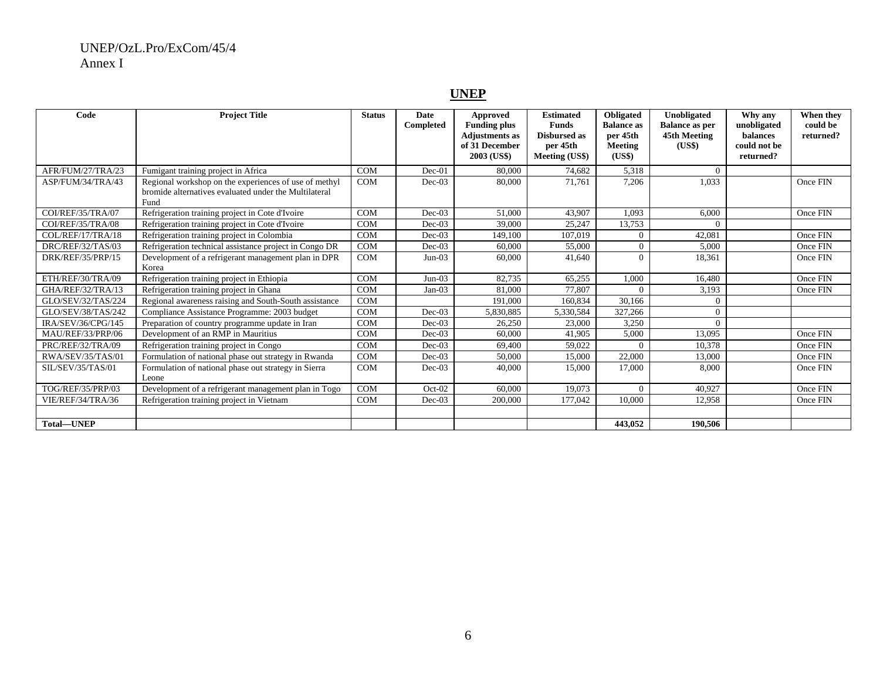## UNEP

| Code | Project Title | Status | Date Completed | Approved Funding plus Adjustments as of 31 December 2003 (US$) | Estimated Funds Disbursed as per 45th Meeting (US$) | Obligated Balance as per 45th Meeting (US$) | Unobligated Balance as per 45th Meeting (US$) | Why any unobligated balances could not be returned? | When they could be returned? |
|---|---|---|---|---|---|---|---|---|---|
| AFR/FUM/27/TRA/23 | Fumigant training project in Africa | COM | Dec-01 | 80,000 | 74,682 | 5,318 | 0 | | |
| ASP/FUM/34/TRA/43 | Regional workshop on the experiences of use of methyl bromide alternatives evaluated under the Multilateral Fund | COM | Dec-03 | 80,000 | 71,761 | 7,206 | 1,033 | | Once FIN |
| COI/REF/35/TRA/07 | Refrigeration training project in Cote d'Ivoire | COM | Dec-03 | 51,000 | 43,907 | 1,093 | 6,000 | | Once FIN |
| COI/REF/35/TRA/08 | Refrigeration training project in Cote d'Ivoire | COM | Dec-03 | 39,000 | 25,247 | 13,753 | 0 | | |
| COL/REF/17/TRA/18 | Refrigeration training project in Colombia | COM | Dec-03 | 149,100 | 107,019 | 0 | 42,081 | | Once FIN |
| DRC/REF/32/TAS/03 | Refrigeration technical assistance project in Congo DR | COM | Dec-03 | 60,000 | 55,000 | 0 | 5,000 | | Once FIN |
| DRK/REF/35/PRP/15 | Development of a refrigerant management plan in DPR Korea | COM | Jun-03 | 60,000 | 41,640 | 0 | 18,361 | | Once FIN |
| ETH/REF/30/TRA/09 | Refrigeration training project in Ethiopia | COM | Jun-03 | 82,735 | 65,255 | 1,000 | 16,480 | | Once FIN |
| GHA/REF/32/TRA/13 | Refrigeration training project in Ghana | COM | Jan-03 | 81,000 | 77,807 | 0 | 3,193 | | Once FIN |
| GLO/SEV/32/TAS/224 | Regional awareness raising and South-South assistance | COM | | 191,000 | 160,834 | 30,166 | 0 | | |
| GLO/SEV/38/TAS/242 | Compliance Assistance Programme: 2003 budget | COM | Dec-03 | 5,830,885 | 5,330,584 | 327,266 | 0 | | |
| IRA/SEV/36/CPG/145 | Preparation of country programme update in Iran | COM | Dec-03 | 26,250 | 23,000 | 3,250 | 0 | | |
| MAU/REF/33/PRP/06 | Development of an RMP in Mauritius | COM | Dec-03 | 60,000 | 41,905 | 5,000 | 13,095 | | Once FIN |
| PRC/REF/32/TRA/09 | Refrigeration training project in Congo | COM | Dec-03 | 69,400 | 59,022 | 0 | 10,378 | | Once FIN |
| RWA/SEV/35/TAS/01 | Formulation of national phase out strategy in Rwanda | COM | Dec-03 | 50,000 | 15,000 | 22,000 | 13,000 | | Once FIN |
| SIL/SEV/35/TAS/01 | Formulation of national phase out strategy in Sierra Leone | COM | Dec-03 | 40,000 | 15,000 | 17,000 | 8,000 | | Once FIN |
| TOG/REF/35/PRP/03 | Development of a refrigerant management plan in Togo | COM | Oct-02 | 60,000 | 19,073 | 0 | 40,927 | | Once FIN |
| VIE/REF/34/TRA/36 | Refrigeration training project in Vietnam | COM | Dec-03 | 200,000 | 177,042 | 10,000 | 12,958 | | Once FIN |
| | | | | | | | | | |
| **Total—UNEP** | | | | | | **443,052** | **190,506** | | |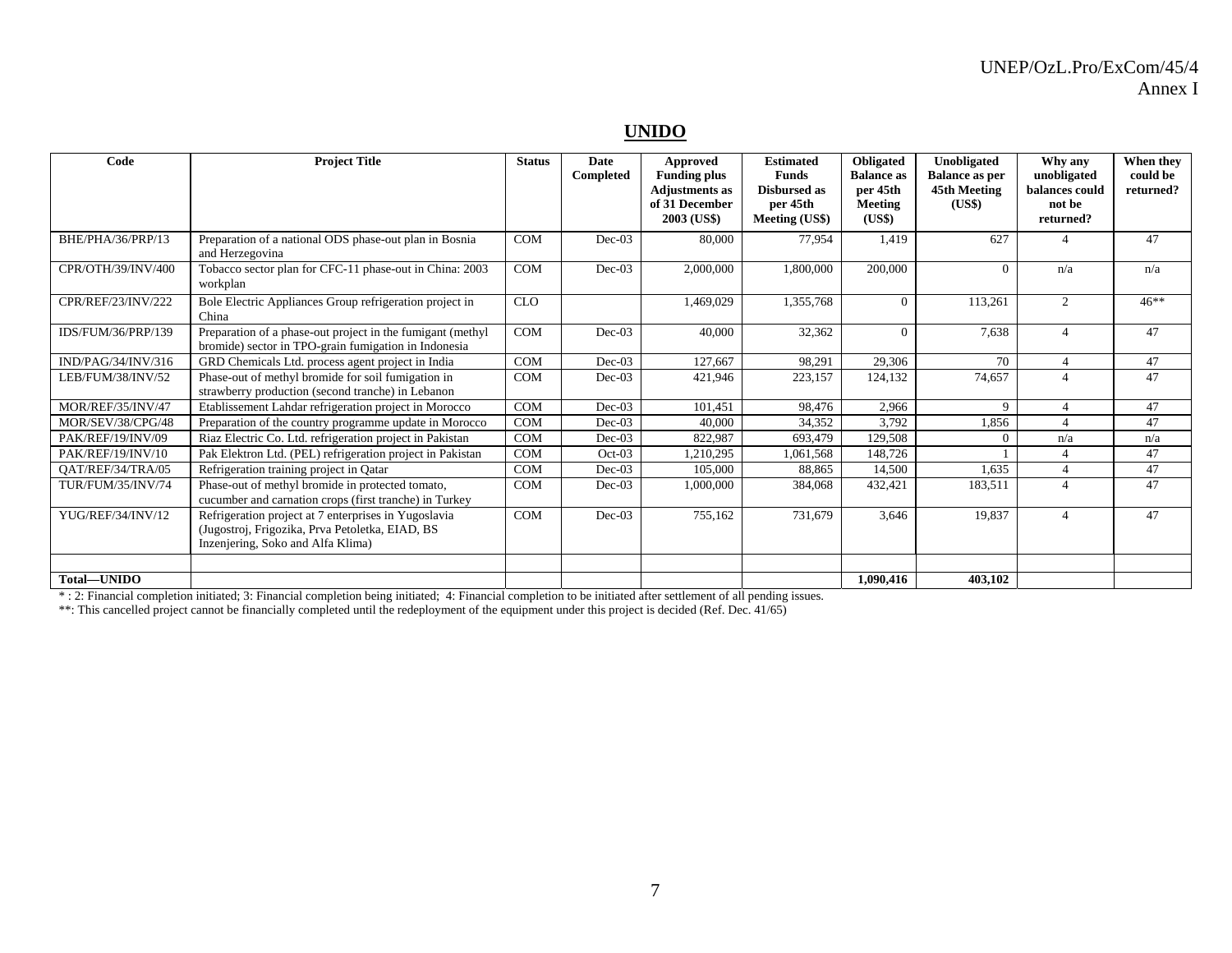## UNIDO

| Code | Project Title | Status | Date Completed | Approved Funding plus Adjustments as of 31 December 2003 (US$) | Estimated Funds Disbursed as per 45th Meeting (US$) | Obligated Balance as per 45th Meeting (US$) | Unobligated Balance as per 45th Meeting (US$) | Why any unobligated balances could not be returned? | When they could be returned? |
|---|---|---|---|---|---|---|---|---|---|
| BHE/PHA/36/PRP/13 | Preparation of a national ODS phase-out plan in Bosnia and Herzegovina | COM | Dec-03 | 80,000 | 77,954 | 1,419 | 627 | 4 | 47 |
| CPR/OTH/39/INV/400 | Tobacco sector plan for CFC-11 phase-out in China: 2003 workplan | COM | Dec-03 | 2,000,000 | 1,800,000 | 200,000 | 0 | n/a | n/a |
| CPR/REF/23/INV/222 | Bole Electric Appliances Group refrigeration project in China | CLO | | 1,469,029 | 1,355,768 | 0 | 113,261 | 2 | 46** |
| IDS/FUM/36/PRP/139 | Preparation of a phase-out project in the fumigant (methyl bromide) sector in TPO-grain fumigation in Indonesia | COM | Dec-03 | 40,000 | 32,362 | 0 | 7,638 | 4 | 47 |
| IND/PAG/34/INV/316 | GRD Chemicals Ltd. process agent project in India | COM | Dec-03 | 127,667 | 98,291 | 29,306 | 70 | 4 | 47 |
| LEB/FUM/38/INV/52 | Phase-out of methyl bromide for soil fumigation in strawberry production (second tranche) in Lebanon | COM | Dec-03 | 421,946 | 223,157 | 124,132 | 74,657 | 4 | 47 |
| MOR/REF/35/INV/47 | Etablissement Lahdar refrigeration project in Morocco | COM | Dec-03 | 101,451 | 98,476 | 2,966 | 9 | 4 | 47 |
| MOR/SEV/38/CPG/48 | Preparation of the country programme update in Morocco | COM | Dec-03 | 40,000 | 34,352 | 3,792 | 1,856 | 4 | 47 |
| PAK/REF/19/INV/09 | Riaz Electric Co. Ltd. refrigeration project in Pakistan | COM | Dec-03 | 822,987 | 693,479 | 129,508 | 0 | n/a | n/a |
| PAK/REF/19/INV/10 | Pak Elektron Ltd. (PEL) refrigeration project in Pakistan | COM | Oct-03 | 1,210,295 | 1,061,568 | 148,726 | 1 | 4 | 47 |
| QAT/REF/34/TRA/05 | Refrigeration training project in Qatar | COM | Dec-03 | 105,000 | 88,865 | 14,500 | 1,635 | 4 | 47 |
| TUR/FUM/35/INV/74 | Phase-out of methyl bromide in protected tomato, cucumber and carnation crops (first tranche) in Turkey | COM | Dec-03 | 1,000,000 | 384,068 | 432,421 | 183,511 | 4 | 47 |
| YUG/REF/34/INV/12 | Refrigeration project at 7 enterprises in Yugoslavia (Jugostroj, Frigozika, Prva Petoletka, EIAD, BS Inzenjering, Soko and Alfa Klima) | COM | Dec-03 | 755,162 | 731,679 | 3,646 | 19,837 | 4 | 47 |
| | | | | | | | | | |
| **Total—UNIDO** | | | | | | **1,090,416** | **403,102** | | |

* : 2: Financial completion initiated; 3: Financial completion being initiated; 4: Financial completion to be initiated after settlement of all pending issues.

**: This cancelled project cannot be financially completed until the redeployment of the equipment under this project is decided (Ref. Dec. 41/65)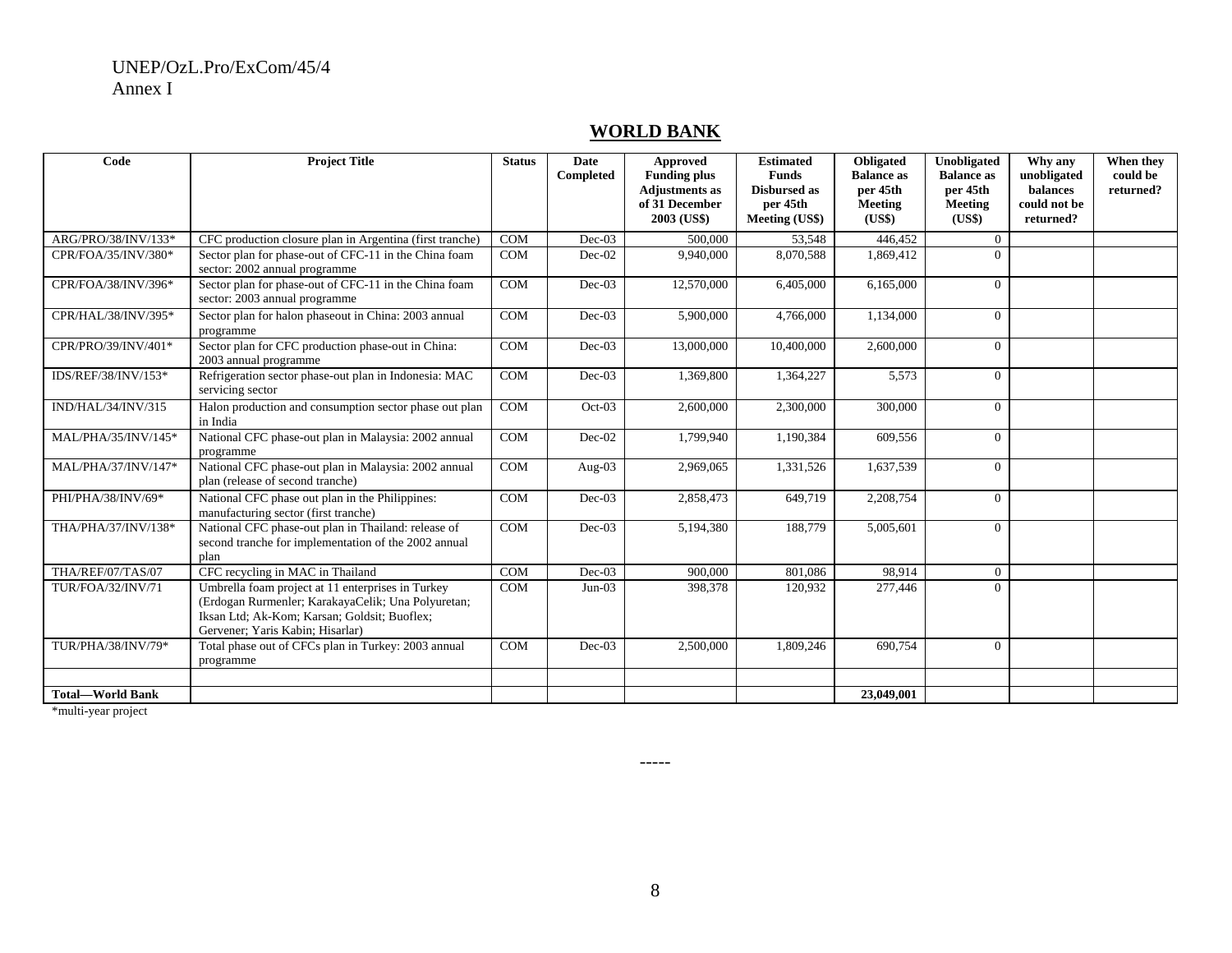UNEP/OzL.Pro/ExCom/45/4
Annex I

## WORLD BANK

| Code | Project Title | Status | Date Completed | Approved Funding plus Adjustments as of 31 December 2003 (US$) | Estimated Funds Disbursed as per 45th Meeting (US$) | Obligated Balance as per 45th Meeting (US$) | Unobligated Balance as per 45th Meeting (US$) | Why any unobligated balances could not be returned? | When they could be returned? |
|---|---|---|---|---|---|---|---|---|---|
| ARG/PRO/38/INV/133* | CFC production closure plan in Argentina (first tranche) | COM | Dec-03 | 500,000 | 53,548 | 446,452 | 0 | | |
| CPR/FOA/35/INV/380* | Sector plan for phase-out of CFC-11 in the China foam sector: 2002 annual programme | COM | Dec-02 | 9,940,000 | 8,070,588 | 1,869,412 | 0 | | |
| CPR/FOA/38/INV/396* | Sector plan for phase-out of CFC-11 in the China foam sector: 2003 annual programme | COM | Dec-03 | 12,570,000 | 6,405,000 | 6,165,000 | 0 | | |
| CPR/HAL/38/INV/395* | Sector plan for halon phaseout in China: 2003 annual programme | COM | Dec-03 | 5,900,000 | 4,766,000 | 1,134,000 | 0 | | |
| CPR/PRO/39/INV/401* | Sector plan for CFC production phase-out in China: 2003 annual programme | COM | Dec-03 | 13,000,000 | 10,400,000 | 2,600,000 | 0 | | |
| IDS/REF/38/INV/153* | Refrigeration sector phase-out plan in Indonesia: MAC servicing sector | COM | Dec-03 | 1,369,800 | 1,364,227 | 5,573 | 0 | | |
| IND/HAL/34/INV/315 | Halon production and consumption sector phase out plan in India | COM | Oct-03 | 2,600,000 | 2,300,000 | 300,000 | 0 | | |
| MAL/PHA/35/INV/145* | National CFC phase-out plan in Malaysia: 2002 annual programme | COM | Dec-02 | 1,799,940 | 1,190,384 | 609,556 | 0 | | |
| MAL/PHA/37/INV/147* | National CFC phase-out plan in Malaysia: 2002 annual plan (release of second tranche) | COM | Aug-03 | 2,969,065 | 1,331,526 | 1,637,539 | 0 | | |
| PHI/PHA/38/INV/69* | National CFC phase out plan in the Philippines: manufacturing sector (first tranche) | COM | Dec-03 | 2,858,473 | 649,719 | 2,208,754 | 0 | | |
| THA/PHA/37/INV/138* | National CFC phase-out plan in Thailand: release of second tranche for implementation of the 2002 annual plan | COM | Dec-03 | 5,194,380 | 188,779 | 5,005,601 | 0 | | |
| THA/REF/07/TAS/07 | CFC recycling in MAC in Thailand | COM | Dec-03 | 900,000 | 801,086 | 98,914 | 0 | | |
| TUR/FOA/32/INV/71 | Umbrella foam project at 11 enterprises in Turkey (Erdogan Rurmenler; KarakayaCelik; Una Polyuretan; Iksan Ltd; Ak-Kom; Karsan; Goldsit; Buoflex; Gervener; Yaris Kabin; Hisarlar) | COM | Jun-03 | 398,378 | 120,932 | 277,446 | 0 | | |
| TUR/PHA/38/INV/79* | Total phase out of CFCs plan in Turkey: 2003 annual programme | COM | Dec-03 | 2,500,000 | 1,809,246 | 690,754 | 0 | | |
| | | | | | | | | | |
| **Total—World Bank** | | | | | | **23,049,001** | | | |

*multi-year project

-----